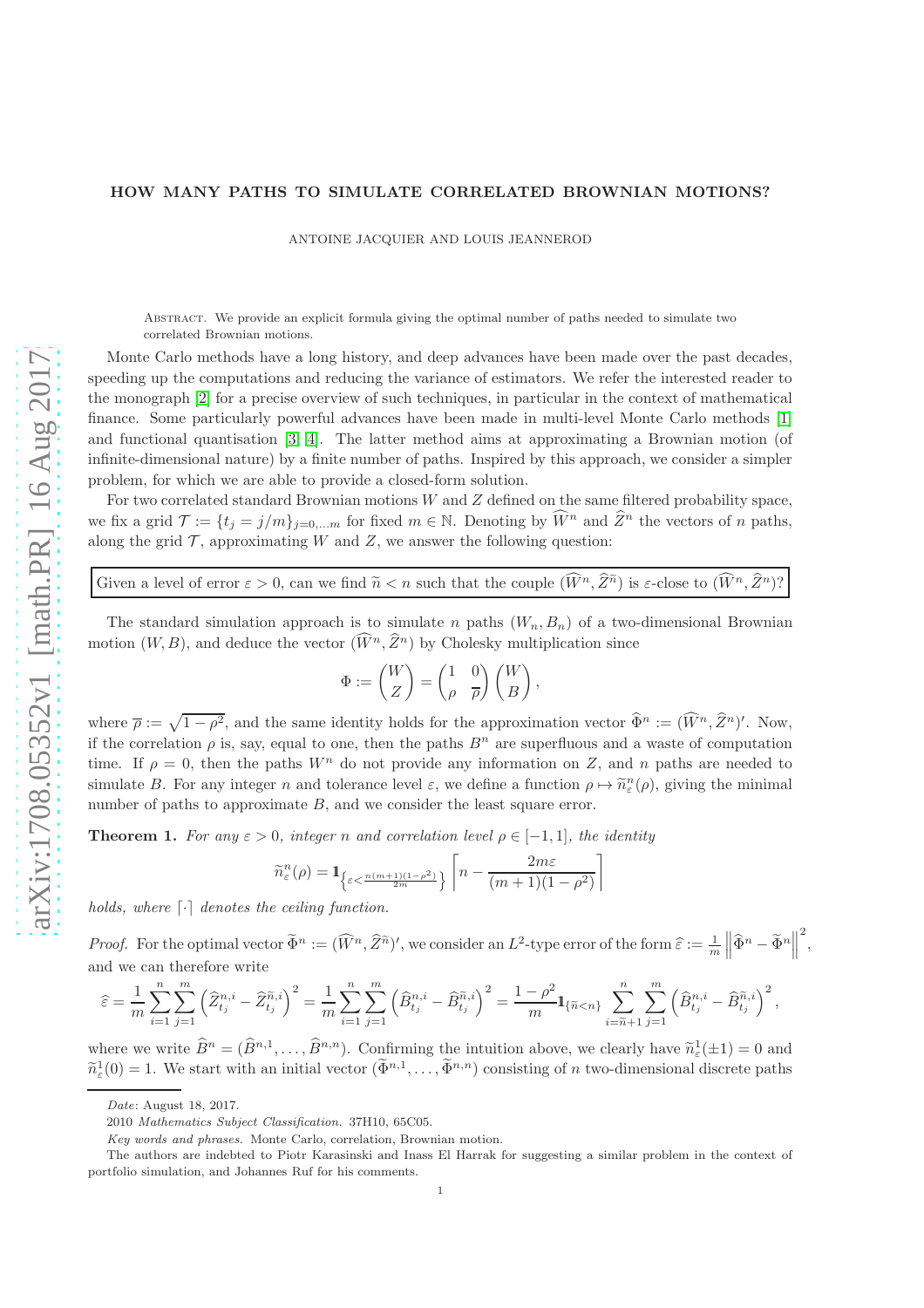# HOW MANY PATHS TO SIMULATE CORRELATED BROWNIAN MOTIONS?

ANTOINE JACQUIER AND LOUIS JEANNEROD

Abstract. We provide an explicit formula giving the optimal number of paths needed to simulate two correlated Brownian motions.

Monte Carlo methods have a long history, and deep advances have been made over the past decades, speeding up the computations and reducing the variance of estimators. We refer the interested reader to the monograph [2] for a precise overview of such techniques, in particular in the context of mathematical finance. Some particularly powerful advances have been made in multi-level Monte Carlo methods [1] and functional quantisation [3, 4]. The latter method aims at approximating a Brownian motion (of infinite-dimensional nature) by a finite number of paths. Inspired by this approach, we consider a simpler problem, for which we are able to provide a closed-form solution.

For two correlated standard Brownian motions $W$ and $Z$ defined on the same filtered probability space, we fix a grid $\mathcal{T} := \{t_j = j/m\}_{j=0,\dots m}$ for fixed $m \in \mathbb{N}$. Denoting by $\widehat{W}^n$ and $\widehat{Z}^n$ the vectors of $n$ paths, along the grid $\mathcal{T}$, approximating $W$ and $Z$, we answer the following question:

> Given a level of error $\varepsilon > 0$, can we find $\widetilde{n} < n$ such that the couple $(\widehat{W}^n, \widehat{Z}^{\widetilde{n}})$ is $\varepsilon$-close to $(\widehat{W}^n, \widehat{Z}^n)$?

The standard simulation approach is to simulate $n$ paths $(W_n, B_n)$ of a two-dimensional Brownian motion $(W, B)$, and deduce the vector $(\widehat{W}^n, \widehat{Z}^n)$ by Cholesky multiplication since

$$\Phi := \begin{pmatrix} W \\ Z \end{pmatrix} = \begin{pmatrix} 1 & 0 \\ \rho & \overline{\rho} \end{pmatrix} \begin{pmatrix} W \\ B \end{pmatrix},$$

where $\overline{\rho} := \sqrt{1-\rho^2}$, and the same identity holds for the approximation vector $\widehat{\Phi}^n := (\widehat{W}^n, \widehat{Z}^n)'$. Now, if the correlation $\rho$ is, say, equal to one, then the paths $B^n$ are superfluous and a waste of computation time. If $\rho = 0$, then the paths $W^n$ do not provide any information on $Z$, and $n$ paths are needed to simulate $B$. For any integer $n$ and tolerance level $\varepsilon$, we define a function $\rho \mapsto \widetilde{n}^n_\varepsilon(\rho)$, giving the minimal number of paths to approximate $B$, and we consider the least square error.

**Theorem 1.** *For any $\varepsilon > 0$, integer $n$ and correlation level $\rho \in [-1, 1]$, the identity*

$$\widetilde{n}^n_\varepsilon(\rho) = \mathbb{1}_{\left\{\varepsilon < \frac{n(m+1)(1-\rho^2)}{2m}\right\}} \left\lceil n - \frac{2m\varepsilon}{(m+1)(1-\rho^2)} \right\rceil$$

*holds, where $\lceil\cdot\rceil$ denotes the ceiling function.*

*Proof.* For the optimal vector $\widetilde{\Phi}^n := (\widehat{W}^n, \widehat{Z}^{\widetilde{n}})'$, we consider an $L^2$-type error of the form $\widehat{\varepsilon} := \frac{1}{m}\left\|\widehat{\Phi}^n - \widetilde{\Phi}^n\right\|^2$, and we can therefore write

$$\widehat{\varepsilon} = \frac{1}{m}\sum_{i=1}^{n}\sum_{j=1}^{m}\left(\widehat{Z}^{n,i}_{t_j} - \widehat{Z}^{\widetilde{n},i}_{t_j}\right)^2 = \frac{1}{m}\sum_{i=1}^{n}\sum_{j=1}^{m}\left(\widehat{B}^{n,i}_{t_j} - \widehat{B}^{\widetilde{n},i}_{t_j}\right)^2 = \frac{1-\rho^2}{m}\mathbb{1}_{\{\widetilde{n}<n\}}\sum_{i=\widetilde{n}+1}^{n}\sum_{j=1}^{m}\left(\widehat{B}^{n,i}_{t_j} - \widehat{B}^{\widetilde{n},i}_{t_j}\right)^2,$$

where we write $\widehat{B}^n = (\widehat{B}^{n,1}, \dots, \widehat{B}^{n,n})$. Confirming the intuition above, we clearly have $\widetilde{n}^1_\varepsilon(\pm 1) = 0$ and $\widetilde{n}^1_\varepsilon(0) = 1$. We start with an initial vector $(\widetilde{\Phi}^{n,1}, \dots, \widetilde{\Phi}^{n,n})$ consisting of $n$ two-dimensional discrete paths

*Date*: August 18, 2017.

2010 *Mathematics Subject Classification.* 37H10, 65C05.

*Key words and phrases.* Monte Carlo, correlation, Brownian motion.

The authors are indebted to Piotr Karasinski and Inass El Harrak for suggesting a similar problem in the context of portfolio simulation, and Johannes Ruf for his comments.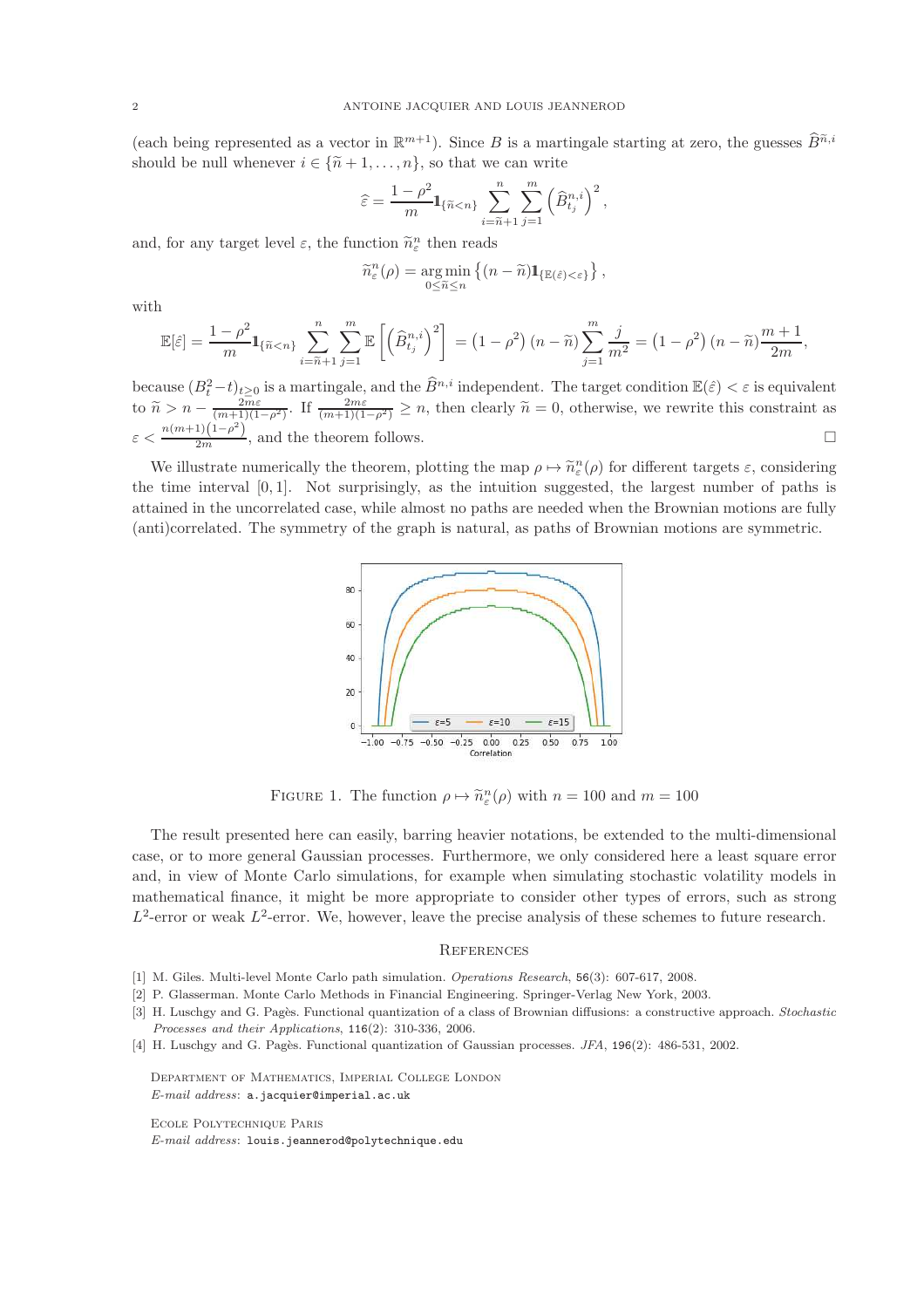(each being represented as a vector in $\mathbb{R}^{m+1}$). Since $B$ is a martingale starting at zero, the guesses $\widehat{B}^{\widetilde{n},i}$ should be null whenever $i \in \{\widetilde{n}+1,\dots,n\}$, so that we can write

$$\widehat{\varepsilon} = \frac{1-\rho^2}{m}\mathbb{1}_{\{\widetilde{n}<n\}}\sum_{i=\widetilde{n}+1}^{n}\sum_{j=1}^{m}\left(\widehat{B}^{n,i}_{t_j}\right)^2,$$

and, for any target level $\varepsilon$, the function $\widetilde{n}^n_\varepsilon$ then reads

$$\widetilde{n}^n_\varepsilon(\rho) = \underset{0\leq\widetilde{n}\leq n}{\arg\min}\left\{(n-\widetilde{n})\mathbb{1}_{\{\mathbb{E}(\hat{\varepsilon})<\varepsilon\}}\right\},$$

with

$$\mathbb{E}[\hat{\varepsilon}] = \frac{1-\rho^2}{m}\mathbb{1}_{\{\widetilde{n}<n\}}\sum_{i=\widetilde{n}+1}^{n}\sum_{j=1}^{m}\mathbb{E}\left[\left(\widehat{B}^{n,i}_{t_j}\right)^2\right] = \left(1-\rho^2\right)(n-\widetilde{n})\sum_{j=1}^{m}\frac{j}{m^2} = \left(1-\rho^2\right)(n-\widetilde{n})\frac{m+1}{2m},$$

because $(B_t^2-t)_{t\geq0}$ is a martingale, and the $\widehat{B}^{n,i}$ independent. The target condition $\mathbb{E}(\hat{\varepsilon})<\varepsilon$ is equivalent to $\widetilde{n} > n - \frac{2m\varepsilon}{(m+1)(1-\rho^2)}$. If $\frac{2m\varepsilon}{(m+1)(1-\rho^2)} \geq n$, then clearly $\widetilde{n}=0$, otherwise, we rewrite this constraint as $\varepsilon < \frac{n(m+1)\left(1-\rho^2\right)}{2m}$, and the theorem follows. □

We illustrate numerically the theorem, plotting the map $\rho \mapsto \widetilde{n}^n_\varepsilon(\rho)$ for different targets $\varepsilon$, considering the time interval $[0,1]$. Not surprisingly, as the intuition suggested, the largest number of paths is attained in the uncorrelated case, while almost no paths are needed when the Brownian motions are fully (anti)correlated. The symmetry of the graph is natural, as paths of Brownian motions are symmetric.

80
60
40
20
0
−1.00 −0.75 −0.50 −0.25 0.00 0.25 0.50 0.75 1.00
Correlation
ε=5 ε=10 ε=15

FIGURE 1. The function $\rho \mapsto \widetilde{n}^n_\varepsilon(\rho)$ with $n=100$ and $m=100$

The result presented here can easily, barring heavier notations, be extended to the multi-dimensional case, or to more general Gaussian processes. Furthermore, we only considered here a least square error and, in view of Monte Carlo simulations, for example when simulating stochastic volatility models in mathematical finance, it might be more appropriate to consider other types of errors, such as strong $L^2$-error or weak $L^2$-error. We, however, leave the precise analysis of these schemes to future research.

## References

[1] M. Giles. Multi-level Monte Carlo path simulation. *Operations Research*, 56(3): 607-617, 2008.

[2] P. Glasserman. Monte Carlo Methods in Financial Engineering. Springer-Verlag New York, 2003.

[3] H. Luschgy and G. Pagès. Functional quantization of a class of Brownian diffusions: a constructive approach. *Stochastic Processes and their Applications*, 116(2): 310-336, 2006.

[4] H. Luschgy and G. Pagès. Functional quantization of Gaussian processes. *JFA*, 196(2): 486-531, 2002.

Department of Mathematics, Imperial College London
*E-mail address*: a.jacquier@imperial.ac.uk

Ecole Polytechnique Paris
*E-mail address*: louis.jeannerod@polytechnique.edu